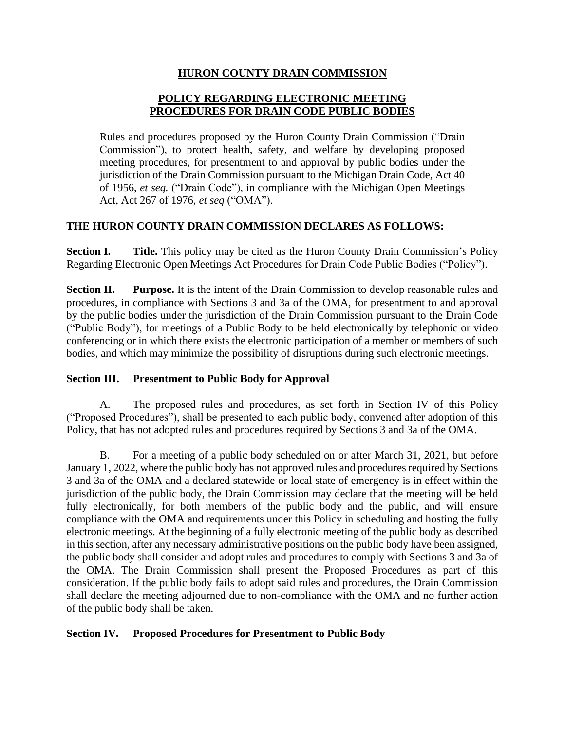# HURON COUNTY DRAIN COMMISSION

## POLICY REGARDING ELECTRONIC MEETING PROCEDURES FOR DRAIN CODE PUBLIC BODIES

Rules and procedures proposed by the Huron County Drain Commission ("Drain Commission"), to protect health, safety, and welfare by developing proposed meeting procedures, for presentment to and approval by public bodies under the jurisdiction of the Drain Commission pursuant to the Michigan Drain Code, Act 40 of 1956, *et seq.* ("Drain Code"), in compliance with the Michigan Open Meetings Act, Act 267 of 1976, *et seq* ("OMA").

**THE HURON COUNTY DRAIN COMMISSION DECLARES AS FOLLOWS:**

**Section I. Title.** This policy may be cited as the Huron County Drain Commission's Policy Regarding Electronic Open Meetings Act Procedures for Drain Code Public Bodies ("Policy").

**Section II. Purpose.** It is the intent of the Drain Commission to develop reasonable rules and procedures, in compliance with Sections 3 and 3a of the OMA, for presentment to and approval by the public bodies under the jurisdiction of the Drain Commission pursuant to the Drain Code ("Public Body"), for meetings of a Public Body to be held electronically by telephonic or video conferencing or in which there exists the electronic participation of a member or members of such bodies, and which may minimize the possibility of disruptions during such electronic meetings.

**Section III. Presentment to Public Body for Approval**

A. The proposed rules and procedures, as set forth in Section IV of this Policy ("Proposed Procedures"), shall be presented to each public body, convened after adoption of this Policy, that has not adopted rules and procedures required by Sections 3 and 3a of the OMA.

B. For a meeting of a public body scheduled on or after March 31, 2021, but before January 1, 2022, where the public body has not approved rules and procedures required by Sections 3 and 3a of the OMA and a declared statewide or local state of emergency is in effect within the jurisdiction of the public body, the Drain Commission may declare that the meeting will be held fully electronically, for both members of the public body and the public, and will ensure compliance with the OMA and requirements under this Policy in scheduling and hosting the fully electronic meetings. At the beginning of a fully electronic meeting of the public body as described in this section, after any necessary administrative positions on the public body have been assigned, the public body shall consider and adopt rules and procedures to comply with Sections 3 and 3a of the OMA. The Drain Commission shall present the Proposed Procedures as part of this consideration. If the public body fails to adopt said rules and procedures, the Drain Commission shall declare the meeting adjourned due to non-compliance with the OMA and no further action of the public body shall be taken.

**Section IV. Proposed Procedures for Presentment to Public Body**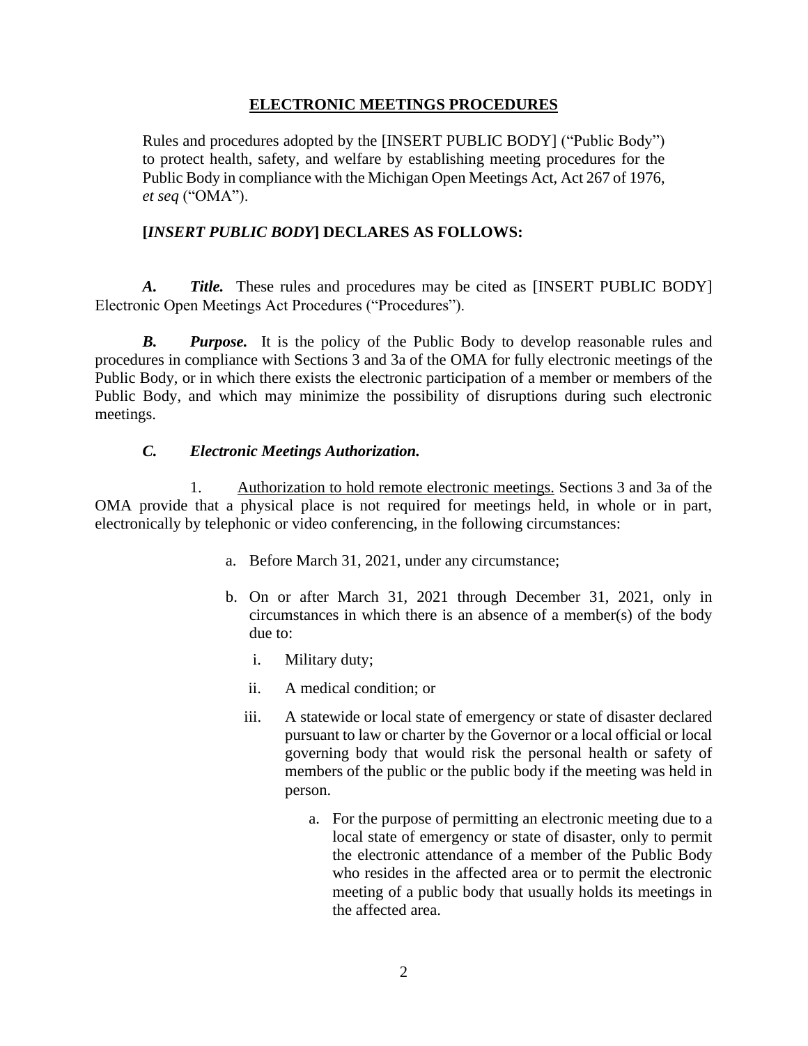## ELECTRONIC MEETINGS PROCEDURES

Rules and procedures adopted by the [INSERT PUBLIC BODY] ("Public Body") to protect health, safety, and welfare by establishing meeting procedures for the Public Body in compliance with the Michigan Open Meetings Act, Act 267 of 1976, *et seq* ("OMA").

**[*INSERT PUBLIC BODY*] DECLARES AS FOLLOWS:**

***A. Title.*** These rules and procedures may be cited as [INSERT PUBLIC BODY] Electronic Open Meetings Act Procedures ("Procedures").

***B. Purpose.*** It is the policy of the Public Body to develop reasonable rules and procedures in compliance with Sections 3 and 3a of the OMA for fully electronic meetings of the Public Body, or in which there exists the electronic participation of a member or members of the Public Body, and which may minimize the possibility of disruptions during such electronic meetings.

***C. Electronic Meetings Authorization.***

1. Authorization to hold remote electronic meetings. Sections 3 and 3a of the OMA provide that a physical place is not required for meetings held, in whole or in part, electronically by telephonic or video conferencing, in the following circumstances:

   a. Before March 31, 2021, under any circumstance;

   b. On or after March 31, 2021 through December 31, 2021, only in circumstances in which there is an absence of a member(s) of the body due to:

      i. Military duty;

      ii. A medical condition; or

      iii. A statewide or local state of emergency or state of disaster declared pursuant to law or charter by the Governor or a local official or local governing body that would risk the personal health or safety of members of the public or the public body if the meeting was held in person.

         a. For the purpose of permitting an electronic meeting due to a local state of emergency or state of disaster, only to permit the electronic attendance of a member of the Public Body who resides in the affected area or to permit the electronic meeting of a public body that usually holds its meetings in the affected area.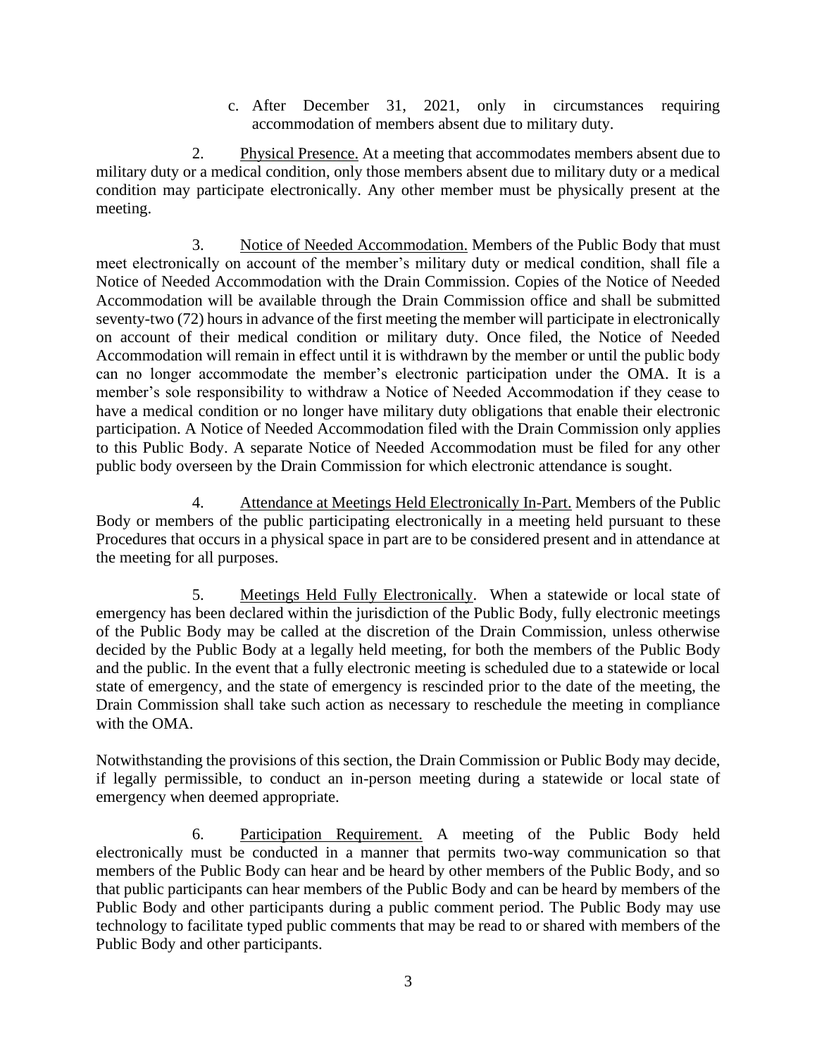c. After December 31, 2021, only in circumstances requiring accommodation of members absent due to military duty.

2. Physical Presence. At a meeting that accommodates members absent due to military duty or a medical condition, only those members absent due to military duty or a medical condition may participate electronically. Any other member must be physically present at the meeting.

3. Notice of Needed Accommodation. Members of the Public Body that must meet electronically on account of the member's military duty or medical condition, shall file a Notice of Needed Accommodation with the Drain Commission. Copies of the Notice of Needed Accommodation will be available through the Drain Commission office and shall be submitted seventy-two (72) hours in advance of the first meeting the member will participate in electronically on account of their medical condition or military duty. Once filed, the Notice of Needed Accommodation will remain in effect until it is withdrawn by the member or until the public body can no longer accommodate the member's electronic participation under the OMA. It is a member's sole responsibility to withdraw a Notice of Needed Accommodation if they cease to have a medical condition or no longer have military duty obligations that enable their electronic participation. A Notice of Needed Accommodation filed with the Drain Commission only applies to this Public Body. A separate Notice of Needed Accommodation must be filed for any other public body overseen by the Drain Commission for which electronic attendance is sought.

4. Attendance at Meetings Held Electronically In-Part. Members of the Public Body or members of the public participating electronically in a meeting held pursuant to these Procedures that occurs in a physical space in part are to be considered present and in attendance at the meeting for all purposes.

5. Meetings Held Fully Electronically. When a statewide or local state of emergency has been declared within the jurisdiction of the Public Body, fully electronic meetings of the Public Body may be called at the discretion of the Drain Commission, unless otherwise decided by the Public Body at a legally held meeting, for both the members of the Public Body and the public. In the event that a fully electronic meeting is scheduled due to a statewide or local state of emergency, and the state of emergency is rescinded prior to the date of the meeting, the Drain Commission shall take such action as necessary to reschedule the meeting in compliance with the OMA.

Notwithstanding the provisions of this section, the Drain Commission or Public Body may decide, if legally permissible, to conduct an in-person meeting during a statewide or local state of emergency when deemed appropriate.

6. Participation Requirement. A meeting of the Public Body held electronically must be conducted in a manner that permits two-way communication so that members of the Public Body can hear and be heard by other members of the Public Body, and so that public participants can hear members of the Public Body and can be heard by members of the Public Body and other participants during a public comment period. The Public Body may use technology to facilitate typed public comments that may be read to or shared with members of the Public Body and other participants.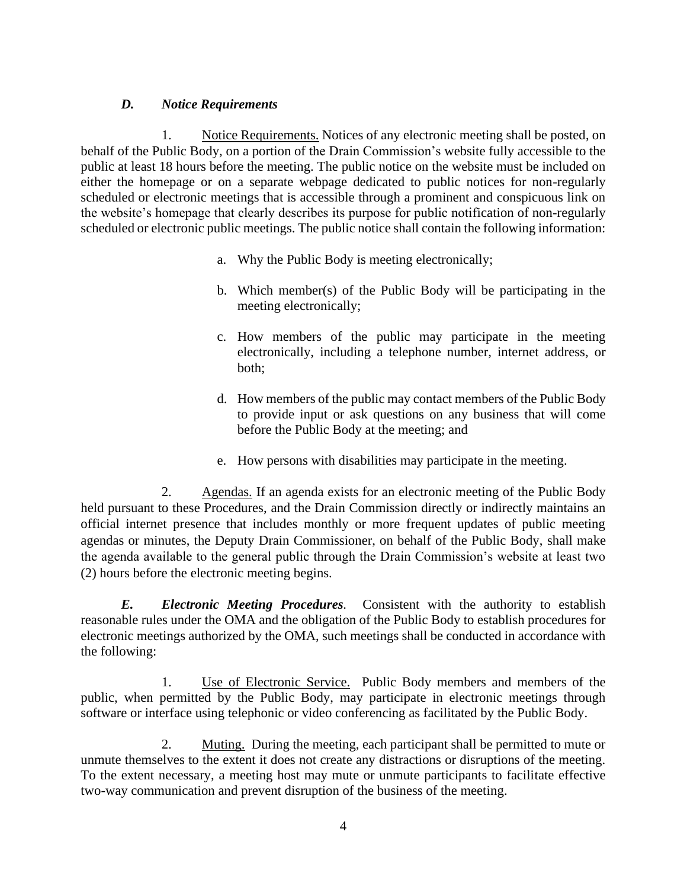### *D. Notice Requirements*

1. Notice Requirements. Notices of any electronic meeting shall be posted, on behalf of the Public Body, on a portion of the Drain Commission's website fully accessible to the public at least 18 hours before the meeting. The public notice on the website must be included on either the homepage or on a separate webpage dedicated to public notices for non-regularly scheduled or electronic meetings that is accessible through a prominent and conspicuous link on the website's homepage that clearly describes its purpose for public notification of non-regularly scheduled or electronic public meetings. The public notice shall contain the following information:

a. Why the Public Body is meeting electronically;

b. Which member(s) of the Public Body will be participating in the meeting electronically;

c. How members of the public may participate in the meeting electronically, including a telephone number, internet address, or both;

d. How members of the public may contact members of the Public Body to provide input or ask questions on any business that will come before the Public Body at the meeting; and

e. How persons with disabilities may participate in the meeting.

2. Agendas. If an agenda exists for an electronic meeting of the Public Body held pursuant to these Procedures, and the Drain Commission directly or indirectly maintains an official internet presence that includes monthly or more frequent updates of public meeting agendas or minutes, the Deputy Drain Commissioner, on behalf of the Public Body, shall make the agenda available to the general public through the Drain Commission's website at least two (2) hours before the electronic meeting begins.

***E. Electronic Meeting Procedures.*** Consistent with the authority to establish reasonable rules under the OMA and the obligation of the Public Body to establish procedures for electronic meetings authorized by the OMA, such meetings shall be conducted in accordance with the following:

1. Use of Electronic Service. Public Body members and members of the public, when permitted by the Public Body, may participate in electronic meetings through software or interface using telephonic or video conferencing as facilitated by the Public Body.

2. Muting. During the meeting, each participant shall be permitted to mute or unmute themselves to the extent it does not create any distractions or disruptions of the meeting. To the extent necessary, a meeting host may mute or unmute participants to facilitate effective two-way communication and prevent disruption of the business of the meeting.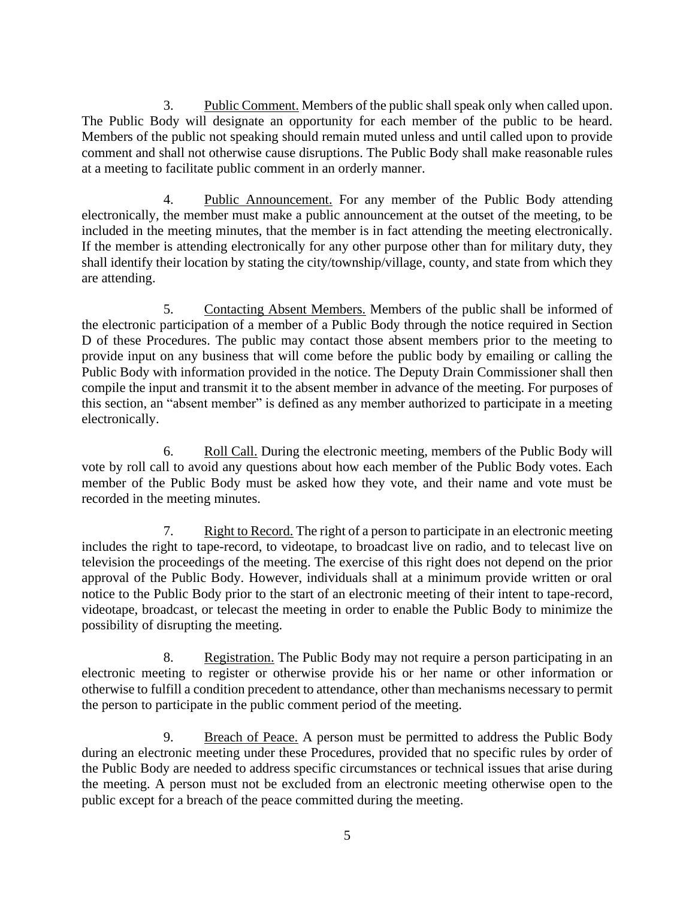3. Public Comment. Members of the public shall speak only when called upon. The Public Body will designate an opportunity for each member of the public to be heard. Members of the public not speaking should remain muted unless and until called upon to provide comment and shall not otherwise cause disruptions. The Public Body shall make reasonable rules at a meeting to facilitate public comment in an orderly manner.

4. Public Announcement. For any member of the Public Body attending electronically, the member must make a public announcement at the outset of the meeting, to be included in the meeting minutes, that the member is in fact attending the meeting electronically. If the member is attending electronically for any other purpose other than for military duty, they shall identify their location by stating the city/township/village, county, and state from which they are attending.

5. Contacting Absent Members. Members of the public shall be informed of the electronic participation of a member of a Public Body through the notice required in Section D of these Procedures. The public may contact those absent members prior to the meeting to provide input on any business that will come before the public body by emailing or calling the Public Body with information provided in the notice. The Deputy Drain Commissioner shall then compile the input and transmit it to the absent member in advance of the meeting. For purposes of this section, an "absent member" is defined as any member authorized to participate in a meeting electronically.

6. Roll Call. During the electronic meeting, members of the Public Body will vote by roll call to avoid any questions about how each member of the Public Body votes. Each member of the Public Body must be asked how they vote, and their name and vote must be recorded in the meeting minutes.

7. Right to Record. The right of a person to participate in an electronic meeting includes the right to tape-record, to videotape, to broadcast live on radio, and to telecast live on television the proceedings of the meeting. The exercise of this right does not depend on the prior approval of the Public Body. However, individuals shall at a minimum provide written or oral notice to the Public Body prior to the start of an electronic meeting of their intent to tape-record, videotape, broadcast, or telecast the meeting in order to enable the Public Body to minimize the possibility of disrupting the meeting.

8. Registration. The Public Body may not require a person participating in an electronic meeting to register or otherwise provide his or her name or other information or otherwise to fulfill a condition precedent to attendance, other than mechanisms necessary to permit the person to participate in the public comment period of the meeting.

9. Breach of Peace. A person must be permitted to address the Public Body during an electronic meeting under these Procedures, provided that no specific rules by order of the Public Body are needed to address specific circumstances or technical issues that arise during the meeting. A person must not be excluded from an electronic meeting otherwise open to the public except for a breach of the peace committed during the meeting.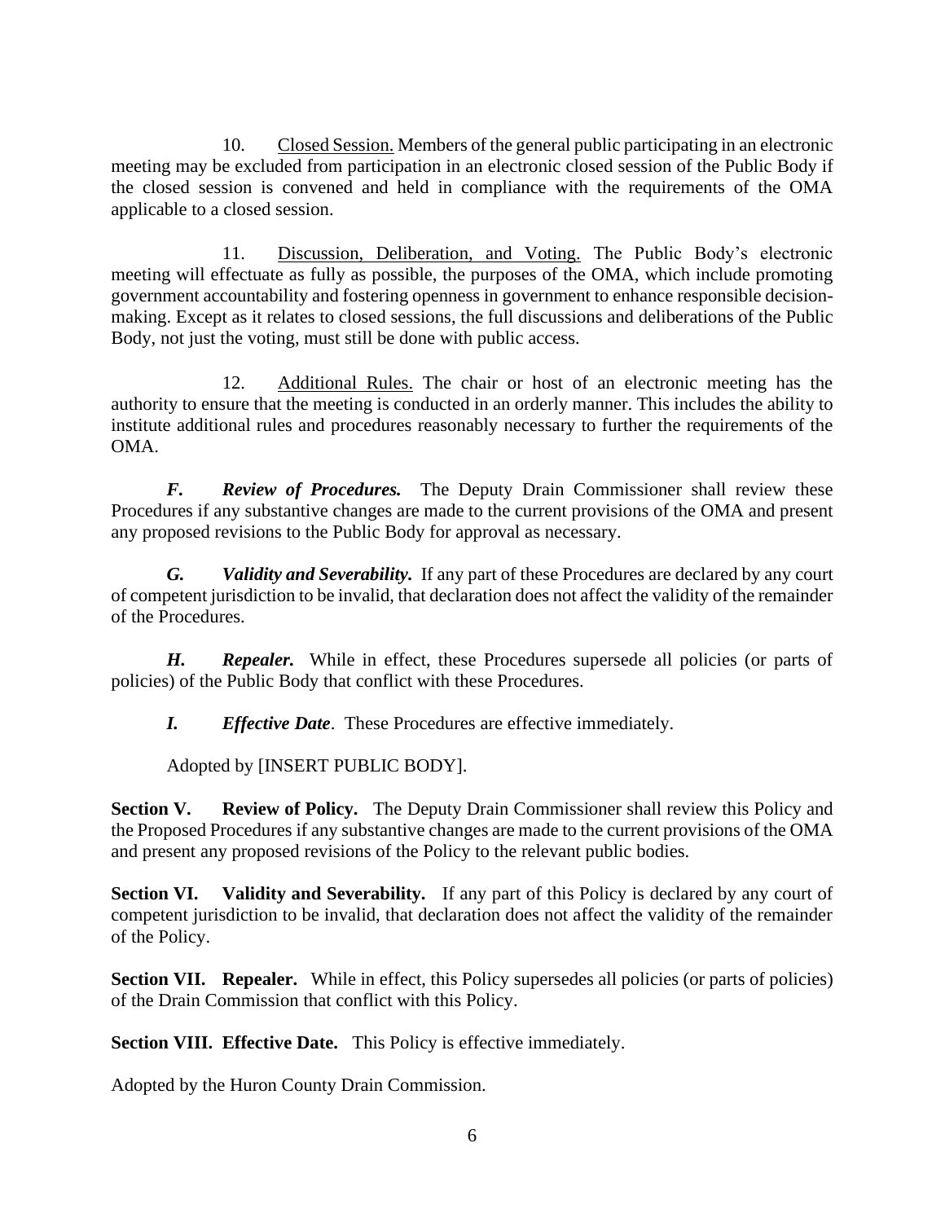10. <u>Closed Session.</u> Members of the general public participating in an electronic meeting may be excluded from participation in an electronic closed session of the Public Body if the closed session is convened and held in compliance with the requirements of the OMA applicable to a closed session.

11. <u>Discussion, Deliberation, and Voting.</u> The Public Body's electronic meeting will effectuate as fully as possible, the purposes of the OMA, which include promoting government accountability and fostering openness in government to enhance responsible decision-making. Except as it relates to closed sessions, the full discussions and deliberations of the Public Body, not just the voting, must still be done with public access.

12. <u>Additional Rules.</u> The chair or host of an electronic meeting has the authority to ensure that the meeting is conducted in an orderly manner. This includes the ability to institute additional rules and procedures reasonably necessary to further the requirements of the OMA.

***F. Review of Procedures.*** The Deputy Drain Commissioner shall review these Procedures if any substantive changes are made to the current provisions of the OMA and present any proposed revisions to the Public Body for approval as necessary.

***G. Validity and Severability.*** If any part of these Procedures are declared by any court of competent jurisdiction to be invalid, that declaration does not affect the validity of the remainder of the Procedures.

***H. Repealer.*** While in effect, these Procedures supersede all policies (or parts of policies) of the Public Body that conflict with these Procedures.

***I. Effective Date***. These Procedures are effective immediately.

Adopted by [INSERT PUBLIC BODY].

**Section V. Review of Policy.** The Deputy Drain Commissioner shall review this Policy and the Proposed Procedures if any substantive changes are made to the current provisions of the OMA and present any proposed revisions of the Policy to the relevant public bodies.

**Section VI. Validity and Severability.** If any part of this Policy is declared by any court of competent jurisdiction to be invalid, that declaration does not affect the validity of the remainder of the Policy.

**Section VII. Repealer.** While in effect, this Policy supersedes all policies (or parts of policies) of the Drain Commission that conflict with this Policy.

**Section VIII. Effective Date.** This Policy is effective immediately.

Adopted by the Huron County Drain Commission.